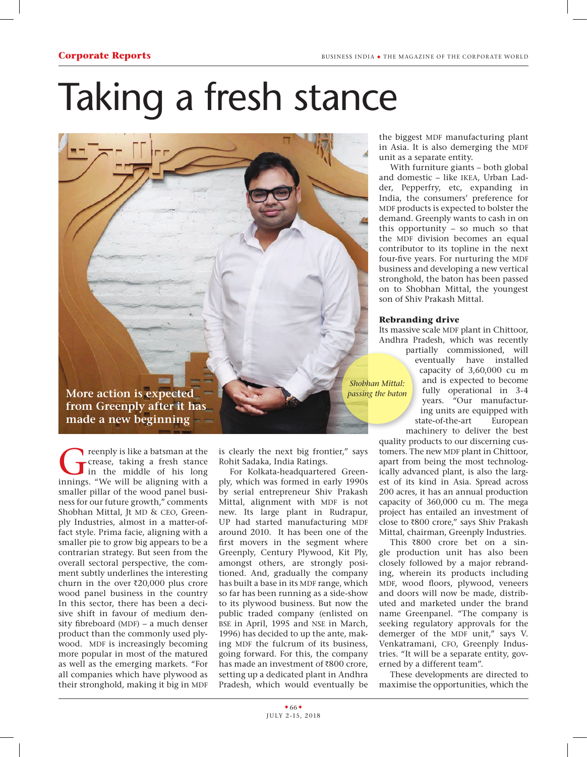Corporate Reports

# Taking a fresh stance

**More action is expected from Greenply after it has made a new beginning**

Greenply is like a batsman at the crease, taking a fresh stance in the middle of his long innings. "We will be aligning with a smaller pillar of the wood panel business for our future growth," comments Shobhan Mittal, Jt MD & CEO, Greenply Industries, almost in a matter-of-fact style. Prima facie, aligning with a smaller pie to grow big appears to be a contrarian strategy. But seen from the overall sectoral perspective, the comment subtly underlines the interesting churn in the over ₹20,000 plus crore wood panel business in the country In this sector, there has been a decisive shift in favour of medium density fibreboard (MDF) – a much denser product than the commonly used plywood. MDF is increasingly becoming more popular in most of the matured as well as the emerging markets. "For all companies which have plywood as their stronghold, making it big in MDF is clearly the next big frontier," says Rohit Sadaka, India Ratings.

For Kolkata-headquartered Greenply, which was formed in early 1990s by serial entrepreneur Shiv Prakash Mittal, alignment with MDF is not new. Its large plant in Rudrapur, UP had started manufacturing MDF around 2010. It has been one of the first movers in the segment where Greenply, Century Plywood, Kit Ply, amongst others, are strongly positioned. And, gradually the company has built a base in its MDF range, which so far has been running as a side-show to its plywood business. But now the public traded company (enlisted on BSE in April, 1995 and NSE in March, 1996) has decided to up the ante, making MDF the fulcrum of its business, going forward. For this, the company has made an investment of ₹800 crore, setting up a dedicated plant in Andhra Pradesh, which would eventually be the biggest MDF manufacturing plant in Asia. It is also demerging the MDF unit as a separate entity.

With furniture giants – both global and domestic – like IKEA, Urban Ladder, Pepperfry, etc, expanding in India, the consumers' preference for MDF products is expected to bolster the demand. Greenply wants to cash in on this opportunity – so much so that the MDF division becomes an equal contributor to its topline in the next four-five years. For nurturing the MDF business and developing a new vertical stronghold, the baton has been passed on to Shobhan Mittal, the youngest son of Shiv Prakash Mittal.

*Shobhan Mittal: passing the baton*

### Rebranding drive

Its massive scale MDF plant in Chittoor, Andhra Pradesh, which was recently partially commissioned, will eventually have installed capacity of 3,60,000 cu m and is expected to become fully operational in 3-4 years. "Our manufacturing units are equipped with state-of-the-art European machinery to deliver the best quality products to our discerning customers. The new MDF plant in Chittoor, apart from being the most technologically advanced plant, is also the largest of its kind in Asia. Spread across 200 acres, it has an annual production capacity of 360,000 cu m. The mega project has entailed an investment of close to ₹800 crore," says Shiv Prakash Mittal, chairman, Greenply Industries.

This ₹800 crore bet on a single production unit has also been closely followed by a major rebranding, wherein its products including MDF, wood floors, plywood, veneers and doors will now be made, distributed and marketed under the brand name Greenpanel. "The company is seeking regulatory approvals for the demerger of the MDF unit," says V. Venkatramani, CFO, Greenply Industries. "It will be a separate entity, governed by a different team".

These developments are directed to maximise the opportunities, which the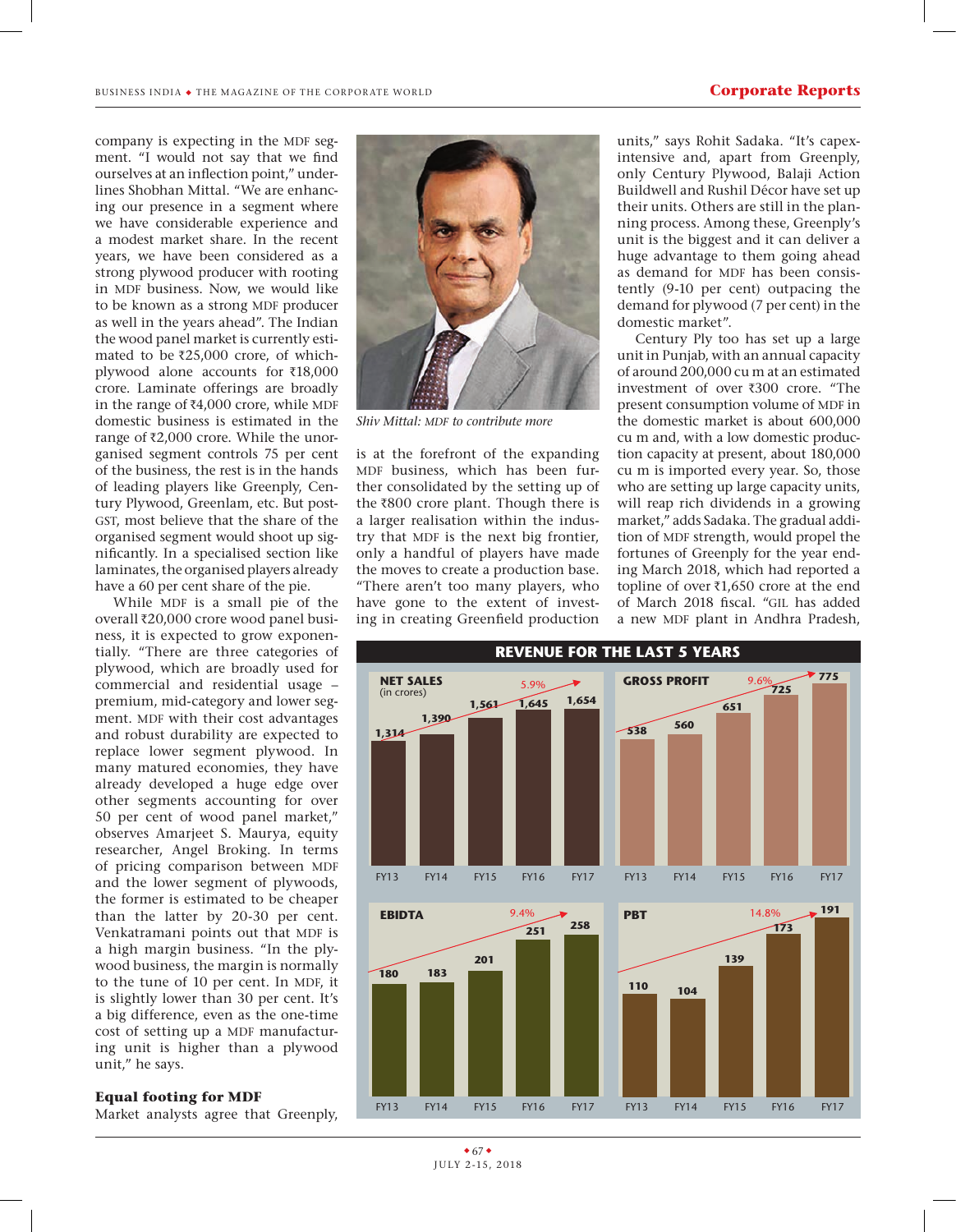company is expecting in the MDF segment. "I would not say that we find ourselves at an inflection point," underlines Shobhan Mittal. "We are enhancing our presence in a segment where we have considerable experience and a modest market share. In the recent years, we have been considered as a strong plywood producer with rooting in MDF business. Now, we would like to be known as a strong MDF producer as well in the years ahead". The Indian the wood panel market is currently estimated to be ₹25,000 crore, of which-plywood alone accounts for ₹18,000 crore. Laminate offerings are broadly in the range of ₹4,000 crore, while MDF domestic business is estimated in the range of ₹2,000 crore. While the unorganised segment controls 75 per cent of the business, the rest is in the hands of leading players like Greenply, Century Plywood, Greenlam, etc. But post-GST, most believe that the share of the organised segment would shoot up significantly. In a specialised section like laminates, the organised players already have a 60 per cent share of the pie.

While MDF is a small pie of the overall ₹20,000 crore wood panel business, it is expected to grow exponentially. "There are three categories of plywood, which are broadly used for commercial and residential usage – premium, mid-category and lower segment. MDF with their cost advantages and robust durability are expected to replace lower segment plywood. In many matured economies, they have already developed a huge edge over other segments accounting for over 50 per cent of wood panel market," observes Amarjeet S. Maurya, equity researcher, Angel Broking. In terms of pricing comparison between MDF and the lower segment of plywoods, the former is estimated to be cheaper than the latter by 20-30 per cent. Venkatramani points out that MDF is a high margin business. "In the plywood business, the margin is normally to the tune of 10 per cent. In MDF, it is slightly lower than 30 per cent. It's a big difference, even as the one-time cost of setting up a MDF manufacturing unit is higher than a plywood unit," he says.

*Shiv Mittal: MDF to contribute more*

### Equal footing for MDF

Market analysts agree that Greenply, is at the forefront of the expanding MDF business, which has been further consolidated by the setting up of the ₹800 crore plant. Though there is a larger realisation within the industry that MDF is the next big frontier, only a handful of players have made the moves to create a production base. "There aren't too many players, who have gone to the extent of investing in creating Greenfield production units," says Rohit Sadaka. "It's capex-intensive and, apart from Greenply, only Century Plywood, Balaji Action Buildwell and Rushil Décor have set up their units. Others are still in the planning process. Among these, Greenply's unit is the biggest and it can deliver a huge advantage to them going ahead as demand for MDF has been consistently (9-10 per cent) outpacing the demand for plywood (7 per cent) in the domestic market".

Century Ply too has set up a large unit in Punjab, with an annual capacity of around 200,000 cu m at an estimated investment of over ₹300 crore. "The present consumption volume of MDF in the domestic market is about 600,000 cu m and, with a low domestic production capacity at present, about 180,000 cu m is imported every year. So, those who are setting up large capacity units, will reap rich dividends in a growing market," adds Sadaka. The gradual addition of MDF strength, would propel the fortunes of Greenply for the year ending March 2018, which had reported a topline of over ₹1,650 crore at the end of March 2018 fiscal. "GIL has added a new MDF plant in Andhra Pradesh,

**REVENUE FOR THE LAST 5 YEARS**

| | FY13 | FY14 | FY15 | FY16 | FY17 | Growth |
|---|---|---|---|---|---|---|
| NET SALES (in crores) | 1,314 | 1,390 | 1,561 | 1,645 | 1,654 | 5.9% |
| GROSS PROFIT | 538 | 560 | 651 | 725 | 775 | 9.6% |
| EBIDTA | 180 | 183 | 201 | 251 | 258 | 9.4% |
| PBT | 110 | 104 | 139 | 173 | 191 | 14.8% |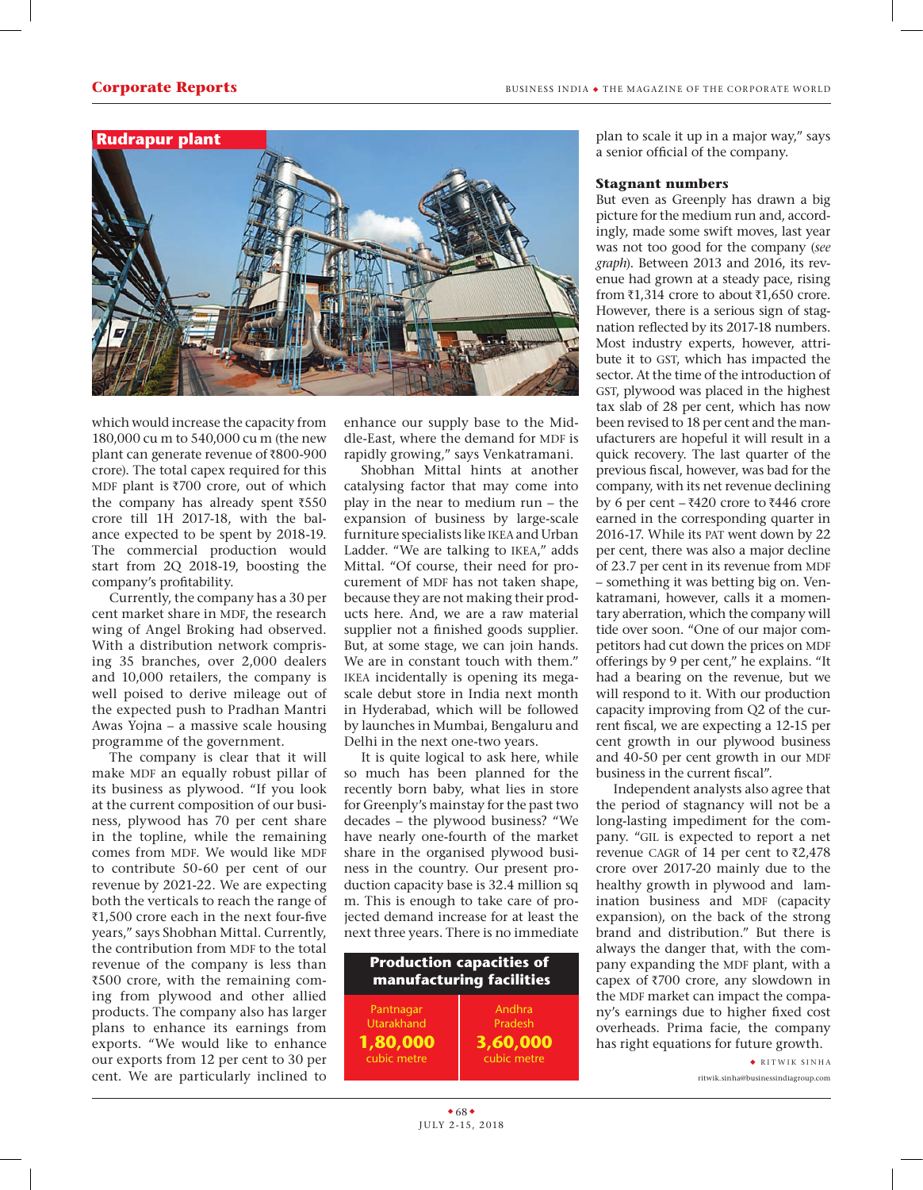Rudrapur plant

which would increase the capacity from 180,000 cu m to 540,000 cu m (the new plant can generate revenue of ₹800-900 crore). The total capex required for this MDF plant is ₹700 crore, out of which the company has already spent ₹550 crore till 1H 2017-18, with the balance expected to be spent by 2018-19. The commercial production would start from 2Q 2018-19, boosting the company's profitability.

Currently, the company has a 30 per cent market share in MDF, the research wing of Angel Broking had observed. With a distribution network comprising 35 branches, over 2,000 dealers and 10,000 retailers, the company is well poised to derive mileage out of the expected push to Pradhan Mantri Awas Yojna – a massive scale housing programme of the government.

The company is clear that it will make MDF an equally robust pillar of its business as plywood. "If you look at the current composition of our business, plywood has 70 per cent share in the topline, while the remaining comes from MDF. We would like MDF to contribute 50-60 per cent of our revenue by 2021-22. We are expecting both the verticals to reach the range of ₹1,500 crore each in the next four-five years," says Shobhan Mittal. Currently, the contribution from MDF to the total revenue of the company is less than ₹500 crore, with the remaining coming from plywood and other allied products. The company also has larger plans to enhance its earnings from exports. "We would like to enhance our exports from 12 per cent to 30 per cent. We are particularly inclined to enhance our supply base to the Middle-East, where the demand for MDF is rapidly growing," says Venkatramani.

Shobhan Mittal hints at another catalysing factor that may come into play in the near to medium run – the expansion of business by large-scale furniture specialists like IKEA and Urban Ladder. "We are talking to IKEA," adds Mittal. "Of course, their need for procurement of MDF has not taken shape, because they are not making their products here. And, we are a raw material supplier not a finished goods supplier. But, at some stage, we can join hands. We are in constant touch with them." IKEA incidentally is opening its mega-scale debut store in India next month in Hyderabad, which will be followed by launches in Mumbai, Bengaluru and Delhi in the next one-two years.

It is quite logical to ask here, while so much has been planned for the recently born baby, what lies in store for Greenply's mainstay for the past two decades – the plywood business? "We have nearly one-fourth of the market share in the organised plywood business in the country. Our present production capacity base is 32.4 million sq m. This is enough to take care of projected demand increase for at least the next three years. There is no immediate plan to scale it up in a major way," says a senior official of the company.

**Production capacities of manufacturing facilities**

| Pantnagar Utarakhand | Andhra Pradesh |
|---|---|
| 1,80,000 cubic metre | 3,60,000 cubic metre |

### Stagnant numbers

But even as Greenply has drawn a big picture for the medium run and, accordingly, made some swift moves, last year was not too good for the company (*see graph*). Between 2013 and 2016, its revenue had grown at a steady pace, rising from ₹1,314 crore to about ₹1,650 crore. However, there is a serious sign of stagnation reflected by its 2017-18 numbers. Most industry experts, however, attribute it to GST, which has impacted the sector. At the time of the introduction of GST, plywood was placed in the highest tax slab of 28 per cent, which has now been revised to 18 per cent and the manufacturers are hopeful it will result in a quick recovery. The last quarter of the previous fiscal, however, was bad for the company, with its net revenue declining by 6 per cent – ₹420 crore to ₹446 crore earned in the corresponding quarter in 2016-17. While its PAT went down by 22 per cent, there was also a major decline of 23.7 per cent in its revenue from MDF – something it was betting big on. Venkatramani, however, calls it a momentary aberration, which the company will tide over soon. "One of our major competitors had cut down the prices on MDF offerings by 9 per cent," he explains. "It had a bearing on the revenue, but we will respond to it. With our production capacity improving from Q2 of the current fiscal, we are expecting a 12-15 per cent growth in our plywood business and 40-50 per cent growth in our MDF business in the current fiscal".

Independent analysts also agree that the period of stagnancy will not be a long-lasting impediment for the company. "GIL is expected to report a net revenue CAGR of 14 per cent to ₹2,478 crore over 2017-20 mainly due to the healthy growth in plywood and lamination business and MDF (capacity expansion), on the back of the strong brand and distribution." But there is always the danger that, with the company expanding the MDF plant, with a capex of ₹700 crore, any slowdown in the MDF market can impact the company's earnings due to higher fixed cost overheads. Prima facie, the company has right equations for future growth.

◆ RITWIK SINHA

ritwik.sinha@businessindiagroup.com